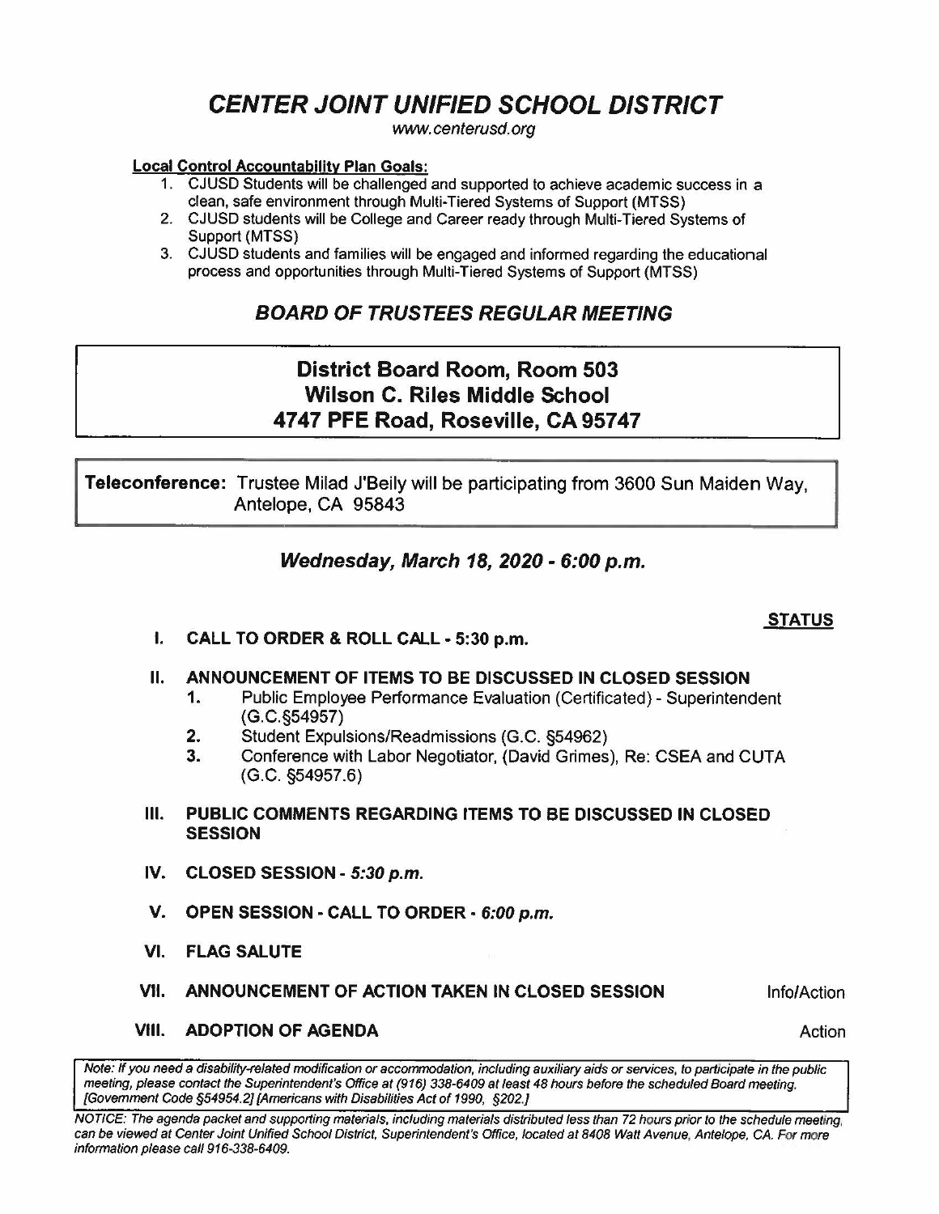# *CENTER JOINT UNIFIED SCHOOL DISTRICT*

*www.centerusd.org*

**Local Control Accountability Plan Goals:**

1. CJUSD Students will be challenged and supported to achieve academic success in a clean, safe environment through Multi-Tiered Systems of Support (MTSS)
2. CJUSD students will be College and Career ready through Multi-Tiered Systems of Support (MTSS)
3. CJUSD students and families will be engaged and informed regarding the educational process and opportunities through Multi-Tiered Systems of Support (MTSS)

## *BOARD OF TRUSTEES REGULAR MEETING*

**District Board Room, Room 503**
**Wilson C. Riles Middle School**
**4747 PFE Road, Roseville, CA 95747**

**Teleconference:** Trustee Milad J'Beily will be participating from 3600 Sun Maiden Way, Antelope, CA 95843

### *Wednesday, March 18, 2020 - 6:00 p.m.*

**STATUS**

**I. CALL TO ORDER & ROLL CALL - 5:30 p.m.**

**II. ANNOUNCEMENT OF ITEMS TO BE DISCUSSED IN CLOSED SESSION**

1. Public Employee Performance Evaluation (Certificated) - Superintendent (G.C.§54957)
2. Student Expulsions/Readmissions (G.C. §54962)
3. Conference with Labor Negotiator, (David Grimes), Re: CSEA and CUTA (G.C. §54957.6)

**III. PUBLIC COMMENTS REGARDING ITEMS TO BE DISCUSSED IN CLOSED SESSION**

**IV. CLOSED SESSION - *5:30 p.m.***

**V. OPEN SESSION - CALL TO ORDER - *6:00 p.m.***

**VI. FLAG SALUTE**

**VII. ANNOUNCEMENT OF ACTION TAKEN IN CLOSED SESSION** — Info/Action

**VIII. ADOPTION OF AGENDA** — Action

*Note: If you need a disability-related modification or accommodation, including auxiliary aids or services, to participate in the public meeting, please contact the Superintendent's Office at (916) 338-6409 at least 48 hours before the scheduled Board meeting. [Government Code §54954.2] [Americans with Disabilities Act of 1990, §202.]*

*NOTICE: The agenda packet and supporting materials, including materials distributed less than 72 hours prior to the schedule meeting, can be viewed at Center Joint Unified School District, Superintendent's Office, located at 8408 Watt Avenue, Antelope, CA. For more information please call 916-338-6409.*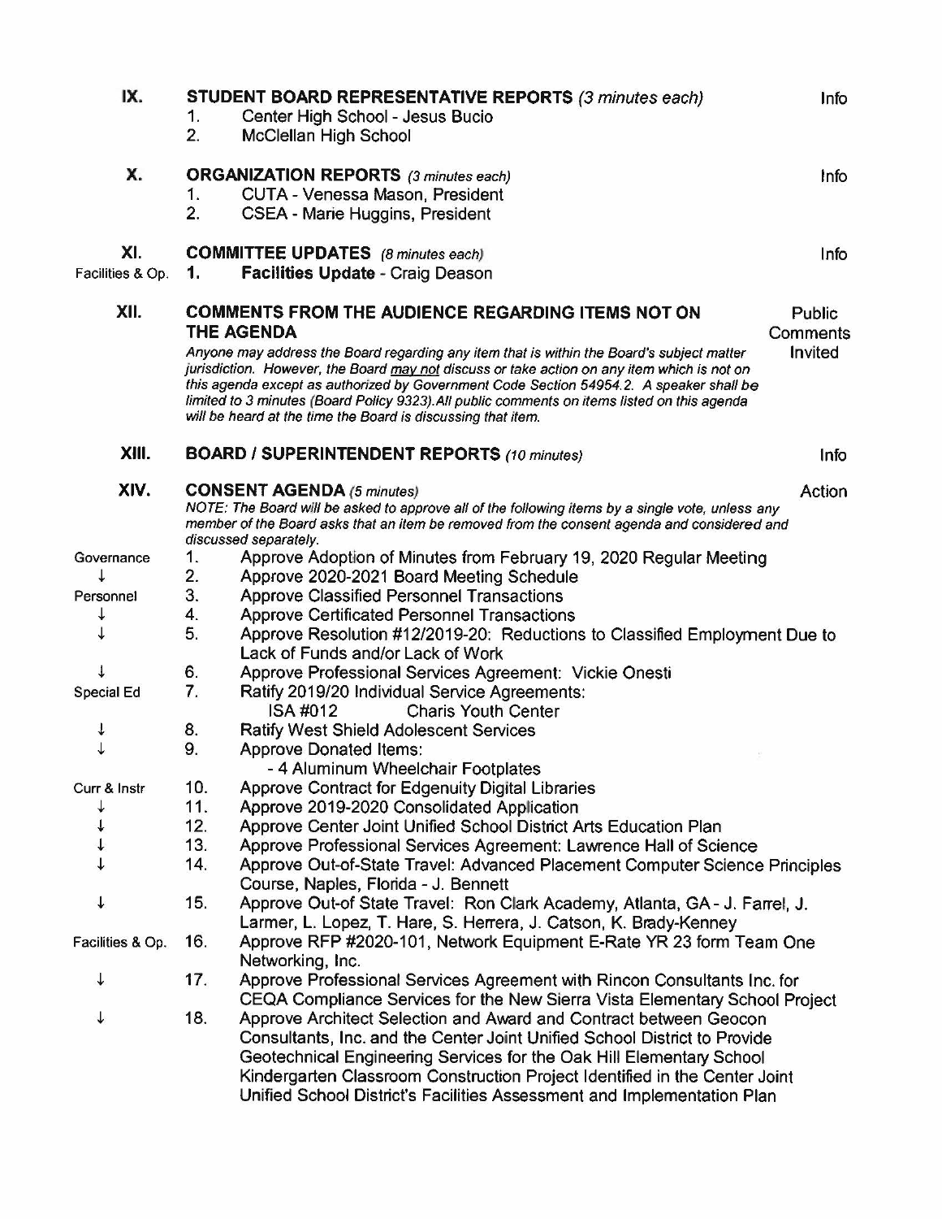## IX. STUDENT BOARD REPRESENTATIVE REPORTS *(3 minutes each)* — Info

1. Center High School - Jesus Bucio
2. McClellan High School

## X. ORGANIZATION REPORTS *(3 minutes each)* — Info

1. CUTA - Venessa Mason, President
2. CSEA - Marie Huggins, President

## XI. COMMITTEE UPDATES *(8 minutes each)* — Info

Facilities & Op. **1. Facilities Update** - Craig Deason

## XII. COMMENTS FROM THE AUDIENCE REGARDING ITEMS NOT ON THE AGENDA — Public Comments Invited

*Anyone may address the Board regarding any item that is within the Board's subject matter jurisdiction. However, the Board may not discuss or take action on any item which is not on this agenda except as authorized by Government Code Section 54954.2. A speaker shall be limited to 3 minutes (Board Policy 9323).All public comments on items listed on this agenda will be heard at the time the Board is discussing that item.*

## XIII. BOARD / SUPERINTENDENT REPORTS *(10 minutes)* — Info

## XIV. CONSENT AGENDA *(5 minutes)* — Action

*NOTE: The Board will be asked to approve all of the following items by a single vote, unless any member of the Board asks that an item be removed from the consent agenda and considered and discussed separately.*

Governance
1. Approve Adoption of Minutes from February 19, 2020 Regular Meeting
2. Approve 2020-2021 Board Meeting Schedule

Personnel
3. Approve Classified Personnel Transactions
4. Approve Certificated Personnel Transactions
5. Approve Resolution #12/2019-20: Reductions to Classified Employment Due to Lack of Funds and/or Lack of Work
6. Approve Professional Services Agreement: Vickie Onesti

Special Ed
7. Ratify 2019/20 Individual Service Agreements:
   ISA #012 Charis Youth Center
8. Ratify West Shield Adolescent Services
9. Approve Donated Items:
   - 4 Aluminum Wheelchair Footplates

Curr & Instr
10. Approve Contract for Edgenuity Digital Libraries
11. Approve 2019-2020 Consolidated Application
12. Approve Center Joint Unified School District Arts Education Plan
13. Approve Professional Services Agreement: Lawrence Hall of Science
14. Approve Out-of-State Travel: Advanced Placement Computer Science Principles Course, Naples, Florida - J. Bennett
15. Approve Out-of State Travel: Ron Clark Academy, Atlanta, GA - J. Farrel, J. Larmer, L. Lopez, T. Hare, S. Herrera, J. Catson, K. Brady-Kenney

Facilities & Op.
16. Approve RFP #2020-101, Network Equipment E-Rate YR 23 form Team One Networking, Inc.
17. Approve Professional Services Agreement with Rincon Consultants Inc. for CEQA Compliance Services for the New Sierra Vista Elementary School Project
18. Approve Architect Selection and Award and Contract between Geocon Consultants, Inc. and the Center Joint Unified School District to Provide Geotechnical Engineering Services for the Oak Hill Elementary School Kindergarten Classroom Construction Project Identified in the Center Joint Unified School District's Facilities Assessment and Implementation Plan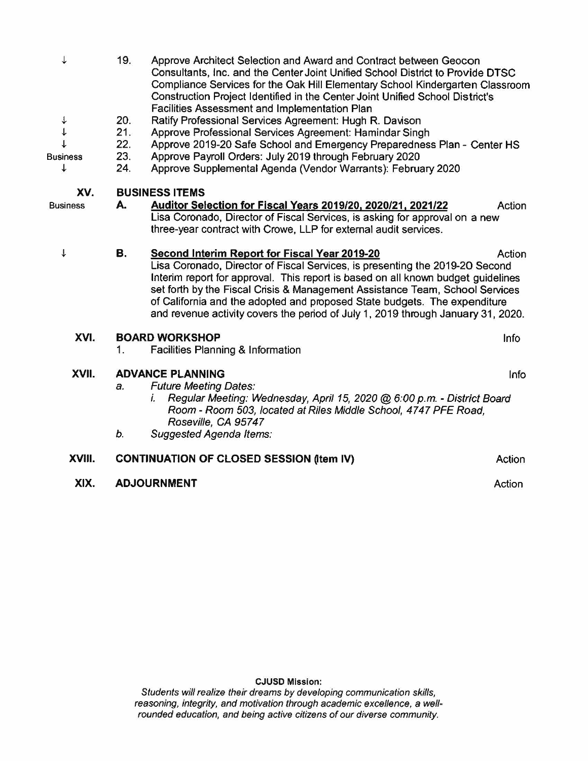↓ 19. Approve Architect Selection and Award and Contract between Geocon Consultants, Inc. and the Center Joint Unified School District to Provide DTSC Compliance Services for the Oak Hill Elementary School Kindergarten Classroom Construction Project Identified in the Center Joint Unified School District's Facilities Assessment and Implementation Plan

↓ 20. Ratify Professional Services Agreement: Hugh R. Davison

↓ 21. Approve Professional Services Agreement: Hamindar Singh

↓ 22. Approve 2019-20 Safe School and Emergency Preparedness Plan - Center HS

Business 23. Approve Payroll Orders: July 2019 through February 2020

↓ 24. Approve Supplemental Agenda (Vendor Warrants): February 2020

## XV. BUSINESS ITEMS

Business **A. <u>Auditor Selection for Fiscal Years 2019/20, 2020/21, 2021/22</u>** Action

Lisa Coronado, Director of Fiscal Services, is asking for approval on a new three-year contract with Crowe, LLP for external audit services.

↓ **B. <u>Second Interim Report for Fiscal Year 2019-20</u>** Action

Lisa Coronado, Director of Fiscal Services, is presenting the 2019-20 Second Interim report for approval. This report is based on all known budget guidelines set forth by the Fiscal Crisis & Management Assistance Team, School Services of California and the adopted and proposed State budgets. The expenditure and revenue activity covers the period of July 1, 2019 through January 31, 2020.

## XVI. BOARD WORKSHOP Info

1. Facilities Planning & Information

## XVII. ADVANCE PLANNING Info

a. *Future Meeting Dates:*
   i. *Regular Meeting: Wednesday, April 15, 2020 @ 6:00 p.m. - District Board Room - Room 503, located at Riles Middle School, 4747 PFE Road, Roseville, CA 95747*
b. *Suggested Agenda Items:*

## XVIII. CONTINUATION OF CLOSED SESSION (Item IV) Action

## XIX. ADJOURNMENT Action

**CJUSD Mission:**

*Students will realize their dreams by developing communication skills, reasoning, integrity, and motivation through academic excellence, a well-rounded education, and being active citizens of our diverse community.*